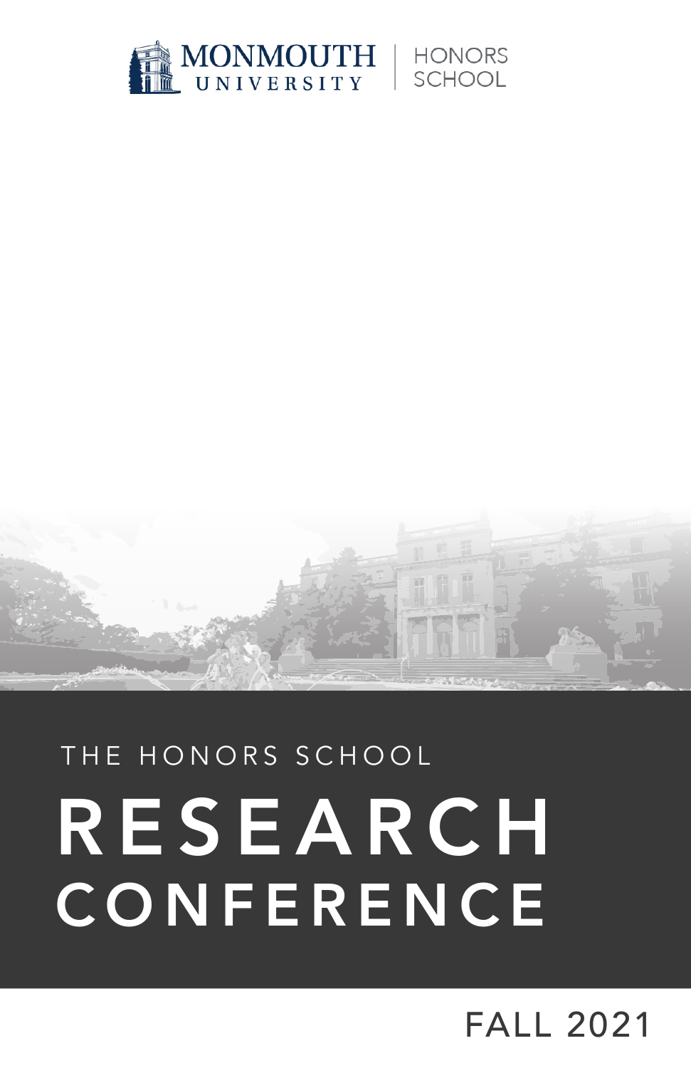MONMOUTH UNIVERSITY | HONORS SCHOOL

THE HONORS SCHOOL

# RESEARCH CONFERENCE

FALL 2021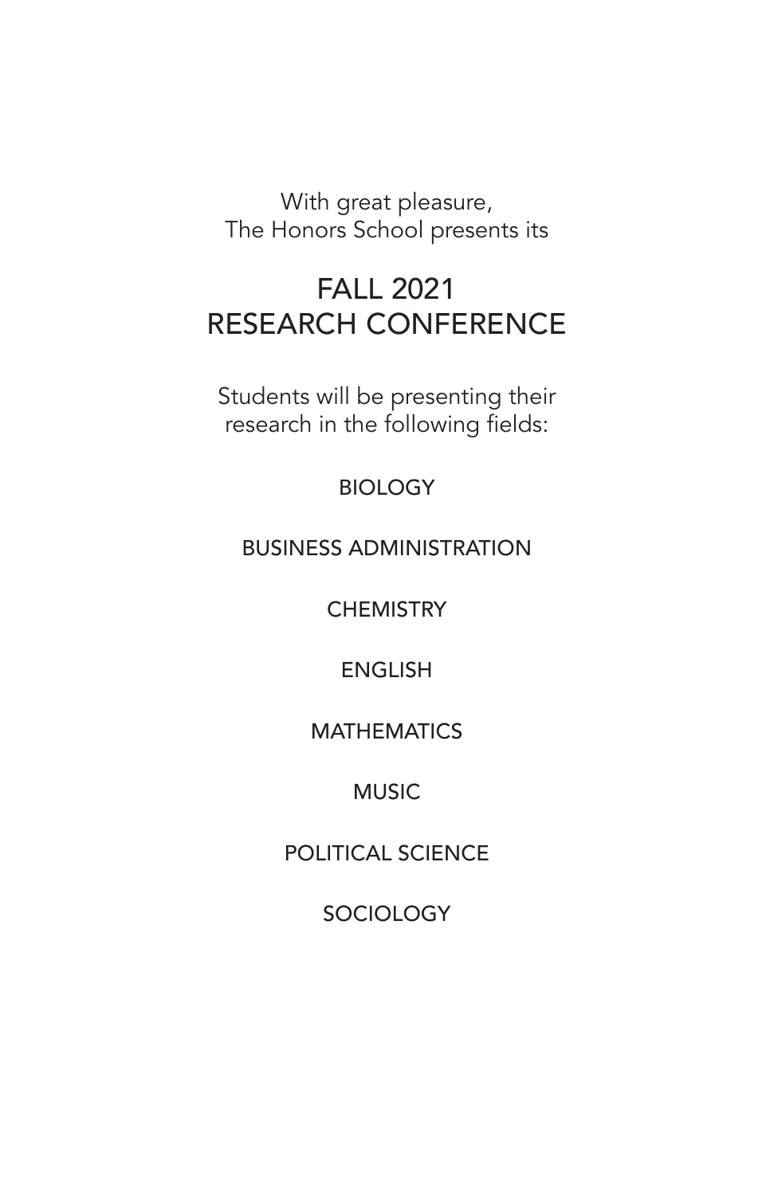With great pleasure,
The Honors School presents its

# FALL 2021 RESEARCH CONFERENCE

Students will be presenting their research in the following fields:

BIOLOGY

BUSINESS ADMINISTRATION

CHEMISTRY

ENGLISH

MATHEMATICS

MUSIC

POLITICAL SCIENCE

SOCIOLOGY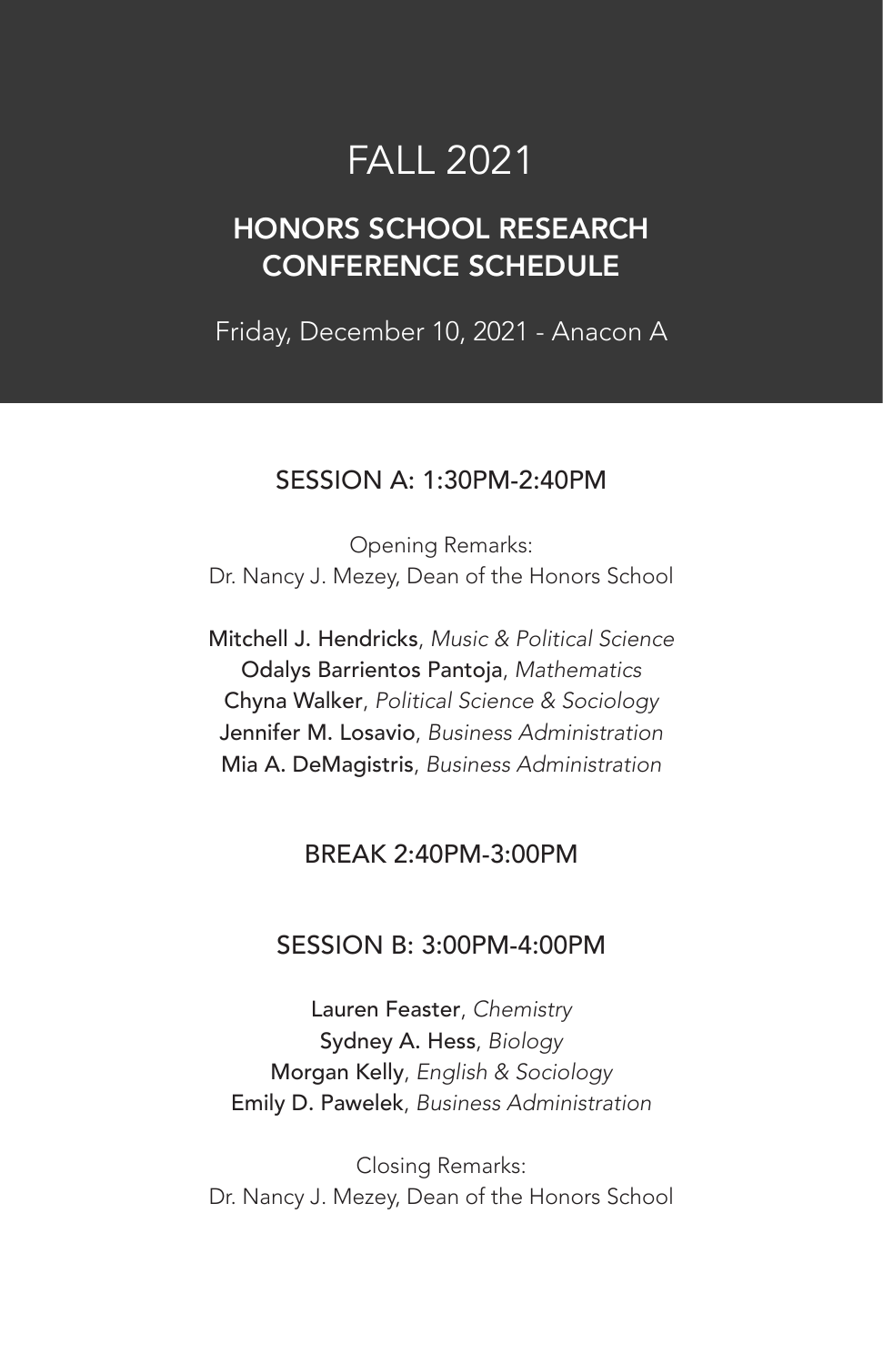# FALL 2021

## HONORS SCHOOL RESEARCH CONFERENCE SCHEDULE

Friday, December 10, 2021 - Anacon A

### SESSION A: 1:30PM-2:40PM

Opening Remarks:
Dr. Nancy J. Mezey, Dean of the Honors School

**Mitchell J. Hendricks**, *Music & Political Science*
**Odalys Barrientos Pantoja**, *Mathematics*
**Chyna Walker**, *Political Science & Sociology*
**Jennifer M. Losavio**, *Business Administration*
**Mia A. DeMagistris**, *Business Administration*

### BREAK 2:40PM-3:00PM

### SESSION B: 3:00PM-4:00PM

**Lauren Feaster**, *Chemistry*
**Sydney A. Hess**, *Biology*
**Morgan Kelly**, *English & Sociology*
**Emily D. Pawelek**, *Business Administration*

Closing Remarks:
Dr. Nancy J. Mezey, Dean of the Honors School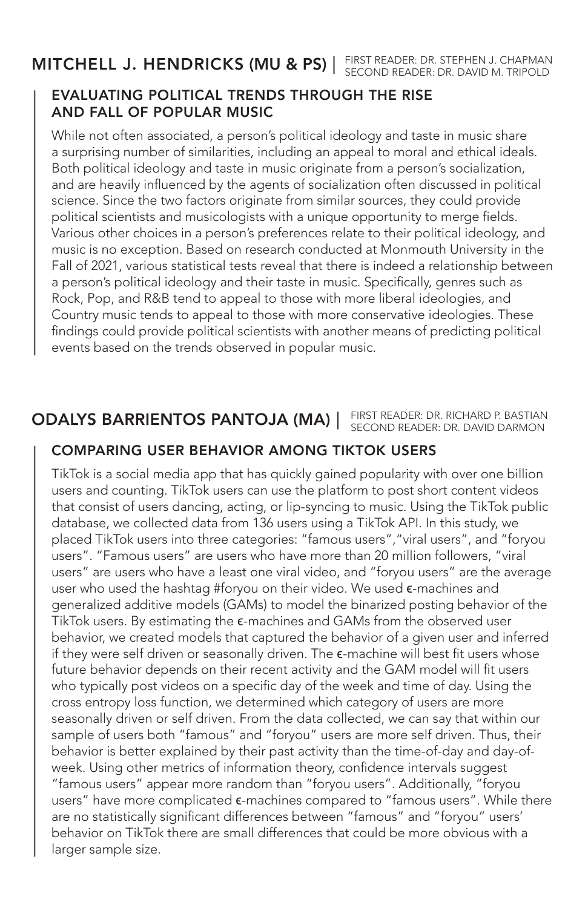## MITCHELL J. HENDRICKS (MU & PS) | FIRST READER: DR. STEPHEN J. CHAPMAN SECOND READER: DR. DAVID M. TRIPOLD

### EVALUATING POLITICAL TRENDS THROUGH THE RISE AND FALL OF POPULAR MUSIC

While not often associated, a person's political ideology and taste in music share a surprising number of similarities, including an appeal to moral and ethical ideals. Both political ideology and taste in music originate from a person's socialization, and are heavily influenced by the agents of socialization often discussed in political science. Since the two factors originate from similar sources, they could provide political scientists and musicologists with a unique opportunity to merge fields. Various other choices in a person's preferences relate to their political ideology, and music is no exception. Based on research conducted at Monmouth University in the Fall of 2021, various statistical tests reveal that there is indeed a relationship between a person's political ideology and their taste in music. Specifically, genres such as Rock, Pop, and R&B tend to appeal to those with more liberal ideologies, and Country music tends to appeal to those with more conservative ideologies. These findings could provide political scientists with another means of predicting political events based on the trends observed in popular music.

## ODALYS BARRIENTOS PANTOJA (MA) | FIRST READER: DR. RICHARD P. BASTIAN SECOND READER: DR. DAVID DARMON

### COMPARING USER BEHAVIOR AMONG TIKTOK USERS

TikTok is a social media app that has quickly gained popularity with over one billion users and counting. TikTok users can use the platform to post short content videos that consist of users dancing, acting, or lip-syncing to music. Using the TikTok public database, we collected data from 136 users using a TikTok API. In this study, we placed TikTok users into three categories: "famous users","viral users", and "foryou users". "Famous users" are users who have more than 20 million followers, "viral users" are users who have a least one viral video, and "foryou users" are the average user who used the hashtag #foryou on their video. We used $\epsilon$-machines and generalized additive models (GAMs) to model the binarized posting behavior of the TikTok users. By estimating the $\epsilon$-machines and GAMs from the observed user behavior, we created models that captured the behavior of a given user and inferred if they were self driven or seasonally driven. The $\epsilon$-machine will best fit users whose future behavior depends on their recent activity and the GAM model will fit users who typically post videos on a specific day of the week and time of day. Using the cross entropy loss function, we determined which category of users are more seasonally driven or self driven. From the data collected, we can say that within our sample of users both "famous" and "foryou" users are more self driven. Thus, their behavior is better explained by their past activity than the time-of-day and day-of-week. Using other metrics of information theory, confidence intervals suggest "famous users" appear more random than "foryou users". Additionally, "foryou users" have more complicated $\epsilon$-machines compared to "famous users". While there are no statistically significant differences between "famous" and "foryou" users' behavior on TikTok there are small differences that could be more obvious with a larger sample size.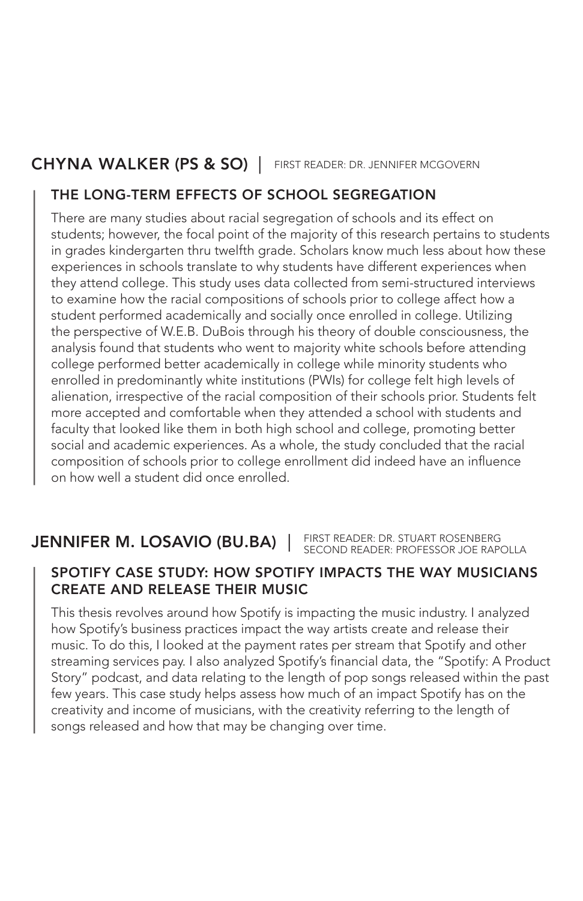## CHYNA WALKER (PS & SO) | FIRST READER: DR. JENNIFER MCGOVERN

### THE LONG-TERM EFFECTS OF SCHOOL SEGREGATION

There are many studies about racial segregation of schools and its effect on students; however, the focal point of the majority of this research pertains to students in grades kindergarten thru twelfth grade. Scholars know much less about how these experiences in schools translate to why students have different experiences when they attend college. This study uses data collected from semi-structured interviews to examine how the racial compositions of schools prior to college affect how a student performed academically and socially once enrolled in college. Utilizing the perspective of W.E.B. DuBois through his theory of double consciousness, the analysis found that students who went to majority white schools before attending college performed better academically in college while minority students who enrolled in predominantly white institutions (PWIs) for college felt high levels of alienation, irrespective of the racial composition of their schools prior. Students felt more accepted and comfortable when they attended a school with students and faculty that looked like them in both high school and college, promoting better social and academic experiences. As a whole, the study concluded that the racial composition of schools prior to college enrollment did indeed have an influence on how well a student did once enrolled.

## JENNIFER M. LOSAVIO (BU.BA) | FIRST READER: DR. STUART ROSENBERG SECOND READER: PROFESSOR JOE RAPOLLA

### SPOTIFY CASE STUDY: HOW SPOTIFY IMPACTS THE WAY MUSICIANS CREATE AND RELEASE THEIR MUSIC

This thesis revolves around how Spotify is impacting the music industry. I analyzed how Spotify's business practices impact the way artists create and release their music. To do this, I looked at the payment rates per stream that Spotify and other streaming services pay. I also analyzed Spotify's financial data, the "Spotify: A Product Story" podcast, and data relating to the length of pop songs released within the past few years. This case study helps assess how much of an impact Spotify has on the creativity and income of musicians, with the creativity referring to the length of songs released and how that may be changing over time.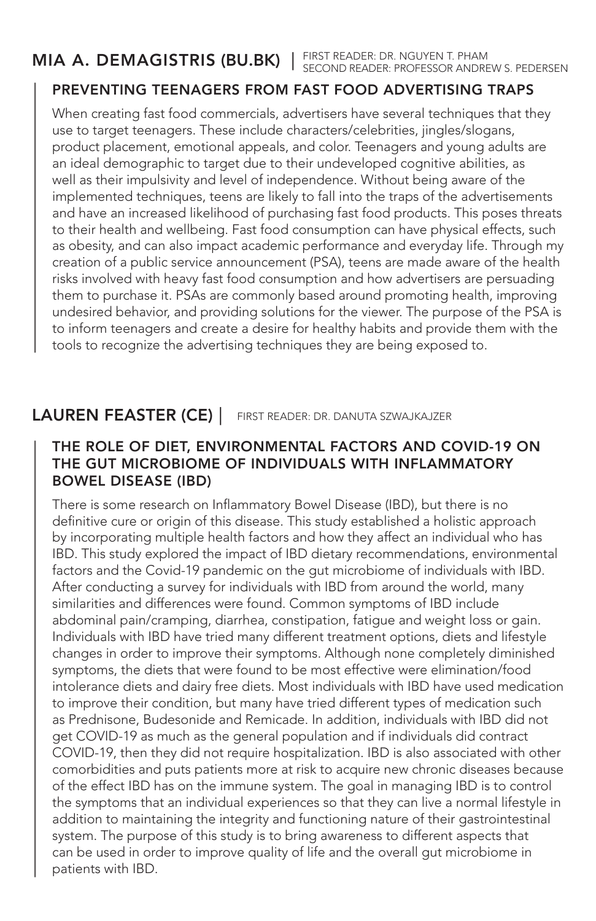## MIA A. DEMAGISTRIS (BU.BK) | FIRST READER: DR. NGUYEN T. PHAM SECOND READER: PROFESSOR ANDREW S. PEDERSEN

### PREVENTING TEENAGERS FROM FAST FOOD ADVERTISING TRAPS

When creating fast food commercials, advertisers have several techniques that they use to target teenagers. These include characters/celebrities, jingles/slogans, product placement, emotional appeals, and color. Teenagers and young adults are an ideal demographic to target due to their undeveloped cognitive abilities, as well as their impulsivity and level of independence. Without being aware of the implemented techniques, teens are likely to fall into the traps of the advertisements and have an increased likelihood of purchasing fast food products. This poses threats to their health and wellbeing. Fast food consumption can have physical effects, such as obesity, and can also impact academic performance and everyday life. Through my creation of a public service announcement (PSA), teens are made aware of the health risks involved with heavy fast food consumption and how advertisers are persuading them to purchase it. PSAs are commonly based around promoting health, improving undesired behavior, and providing solutions for the viewer. The purpose of the PSA is to inform teenagers and create a desire for healthy habits and provide them with the tools to recognize the advertising techniques they are being exposed to.

## LAUREN FEASTER (CE) | FIRST READER: DR. DANUTA SZWAJKAJZER

### THE ROLE OF DIET, ENVIRONMENTAL FACTORS AND COVID-19 ON THE GUT MICROBIOME OF INDIVIDUALS WITH INFLAMMATORY BOWEL DISEASE (IBD)

There is some research on Inflammatory Bowel Disease (IBD), but there is no definitive cure or origin of this disease. This study established a holistic approach by incorporating multiple health factors and how they affect an individual who has IBD. This study explored the impact of IBD dietary recommendations, environmental factors and the Covid-19 pandemic on the gut microbiome of individuals with IBD. After conducting a survey for individuals with IBD from around the world, many similarities and differences were found. Common symptoms of IBD include abdominal pain/cramping, diarrhea, constipation, fatigue and weight loss or gain. Individuals with IBD have tried many different treatment options, diets and lifestyle changes in order to improve their symptoms. Although none completely diminished symptoms, the diets that were found to be most effective were elimination/food intolerance diets and dairy free diets. Most individuals with IBD have used medication to improve their condition, but many have tried different types of medication such as Prednisone, Budesonide and Remicade. In addition, individuals with IBD did not get COVID-19 as much as the general population and if individuals did contract COVID-19, then they did not require hospitalization. IBD is also associated with other comorbidities and puts patients more at risk to acquire new chronic diseases because of the effect IBD has on the immune system. The goal in managing IBD is to control the symptoms that an individual experiences so that they can live a normal lifestyle in addition to maintaining the integrity and functioning nature of their gastrointestinal system. The purpose of this study is to bring awareness to different aspects that can be used in order to improve quality of life and the overall gut microbiome in patients with IBD.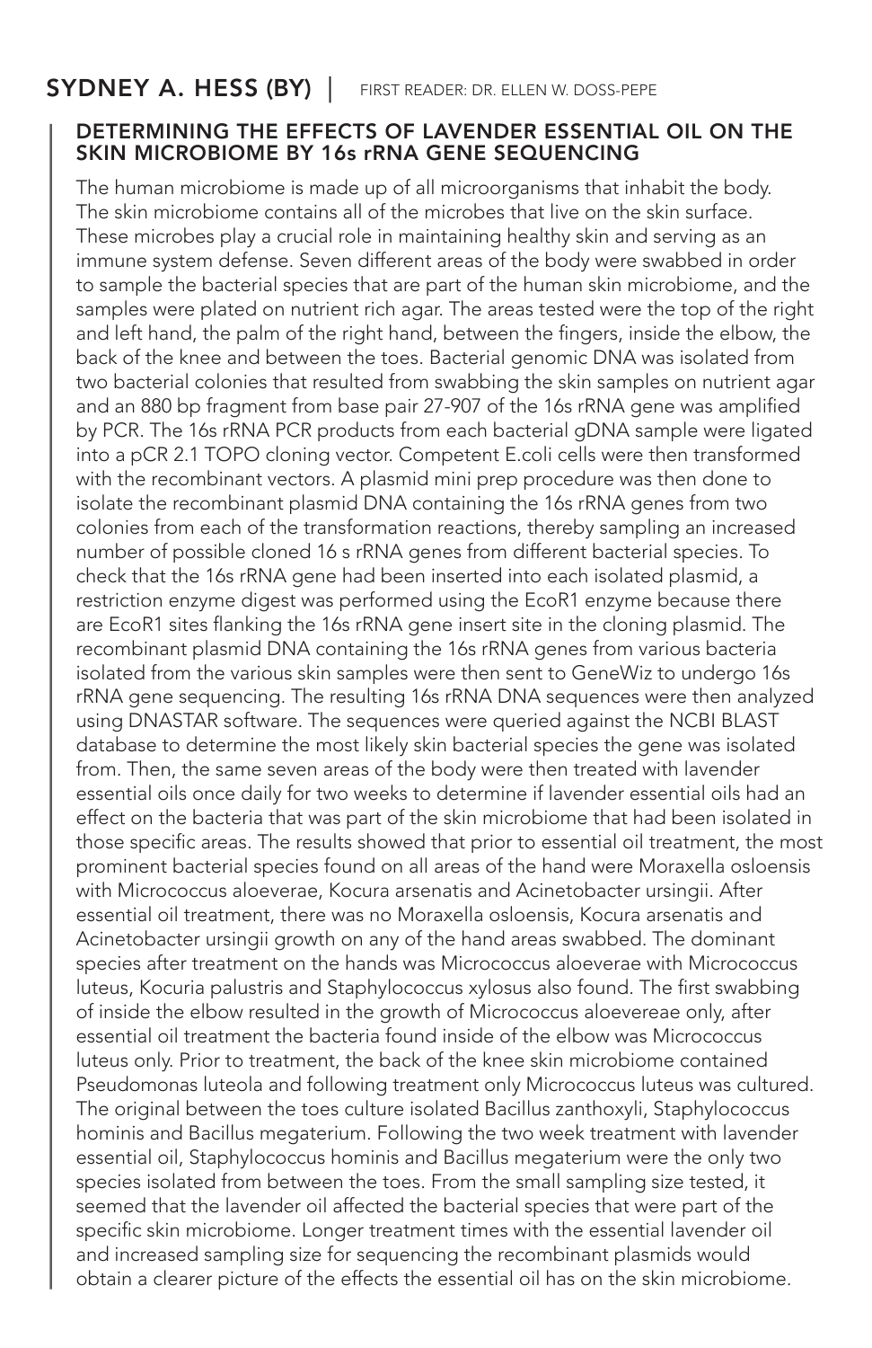## SYDNEY A. HESS (BY) | FIRST READER: DR. ELLEN W. DOSS-PEPE

### DETERMINING THE EFFECTS OF LAVENDER ESSENTIAL OIL ON THE SKIN MICROBIOME BY 16s rRNA GENE SEQUENCING

The human microbiome is made up of all microorganisms that inhabit the body. The skin microbiome contains all of the microbes that live on the skin surface. These microbes play a crucial role in maintaining healthy skin and serving as an immune system defense. Seven different areas of the body were swabbed in order to sample the bacterial species that are part of the human skin microbiome, and the samples were plated on nutrient rich agar. The areas tested were the top of the right and left hand, the palm of the right hand, between the fingers, inside the elbow, the back of the knee and between the toes. Bacterial genomic DNA was isolated from two bacterial colonies that resulted from swabbing the skin samples on nutrient agar and an 880 bp fragment from base pair 27-907 of the 16s rRNA gene was amplified by PCR. The 16s rRNA PCR products from each bacterial gDNA sample were ligated into a pCR 2.1 TOPO cloning vector. Competent E.coli cells were then transformed with the recombinant vectors. A plasmid mini prep procedure was then done to isolate the recombinant plasmid DNA containing the 16s rRNA genes from two colonies from each of the transformation reactions, thereby sampling an increased number of possible cloned 16 s rRNA genes from different bacterial species. To check that the 16s rRNA gene had been inserted into each isolated plasmid, a restriction enzyme digest was performed using the EcoR1 enzyme because there are EcoR1 sites flanking the 16s rRNA gene insert site in the cloning plasmid. The recombinant plasmid DNA containing the 16s rRNA genes from various bacteria isolated from the various skin samples were then sent to GeneWiz to undergo 16s rRNA gene sequencing. The resulting 16s rRNA DNA sequences were then analyzed using DNASTAR software. The sequences were queried against the NCBI BLAST database to determine the most likely skin bacterial species the gene was isolated from. Then, the same seven areas of the body were then treated with lavender essential oils once daily for two weeks to determine if lavender essential oils had an effect on the bacteria that was part of the skin microbiome that had been isolated in those specific areas. The results showed that prior to essential oil treatment, the most prominent bacterial species found on all areas of the hand were Moraxella osloensis with Micrococcus aloeverae, Kocura arsenatis and Acinetobacter ursingii. After essential oil treatment, there was no Moraxella osloensis, Kocura arsenatis and Acinetobacter ursingii growth on any of the hand areas swabbed. The dominant species after treatment on the hands was Micrococcus aloeverae with Micrococcus luteus, Kocuria palustris and Staphylococcus xylosus also found. The first swabbing of inside the elbow resulted in the growth of Micrococcus aloevereae only, after essential oil treatment the bacteria found inside of the elbow was Micrococcus luteus only. Prior to treatment, the back of the knee skin microbiome contained Pseudomonas luteola and following treatment only Micrococcus luteus was cultured. The original between the toes culture isolated Bacillus zanthoxyli, Staphylococcus hominis and Bacillus megaterium. Following the two week treatment with lavender essential oil, Staphylococcus hominis and Bacillus megaterium were the only two species isolated from between the toes. From the small sampling size tested, it seemed that the lavender oil affected the bacterial species that were part of the specific skin microbiome. Longer treatment times with the essential lavender oil and increased sampling size for sequencing the recombinant plasmids would obtain a clearer picture of the effects the essential oil has on the skin microbiome.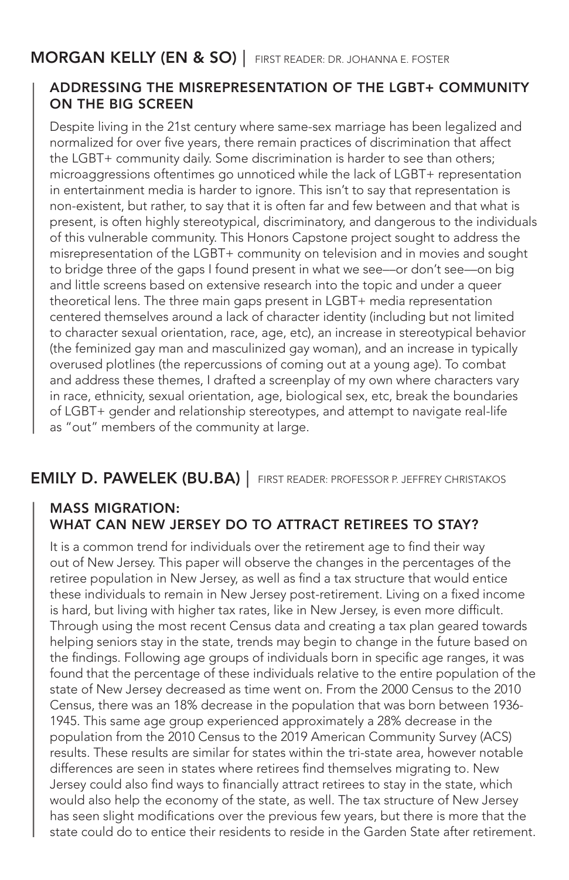## MORGAN KELLY (EN & SO) | FIRST READER: DR. JOHANNA E. FOSTER

### ADDRESSING THE MISREPRESENTATION OF THE LGBT+ COMMUNITY ON THE BIG SCREEN

Despite living in the 21st century where same-sex marriage has been legalized and normalized for over five years, there remain practices of discrimination that affect the LGBT+ community daily. Some discrimination is harder to see than others; microaggressions oftentimes go unnoticed while the lack of LGBT+ representation in entertainment media is harder to ignore. This isn't to say that representation is non-existent, but rather, to say that it is often far and few between and that what is present, is often highly stereotypical, discriminatory, and dangerous to the individuals of this vulnerable community. This Honors Capstone project sought to address the misrepresentation of the LGBT+ community on television and in movies and sought to bridge three of the gaps I found present in what we see—or don't see—on big and little screens based on extensive research into the topic and under a queer theoretical lens. The three main gaps present in LGBT+ media representation centered themselves around a lack of character identity (including but not limited to character sexual orientation, race, age, etc), an increase in stereotypical behavior (the feminized gay man and masculinized gay woman), and an increase in typically overused plotlines (the repercussions of coming out at a young age). To combat and address these themes, I drafted a screenplay of my own where characters vary in race, ethnicity, sexual orientation, age, biological sex, etc, break the boundaries of LGBT+ gender and relationship stereotypes, and attempt to navigate real-life as "out" members of the community at large.

## EMILY D. PAWELEK (BU.BA) | FIRST READER: PROFESSOR P. JEFFREY CHRISTAKOS

### MASS MIGRATION: WHAT CAN NEW JERSEY DO TO ATTRACT RETIREES TO STAY?

It is a common trend for individuals over the retirement age to find their way out of New Jersey. This paper will observe the changes in the percentages of the retiree population in New Jersey, as well as find a tax structure that would entice these individuals to remain in New Jersey post-retirement. Living on a fixed income is hard, but living with higher tax rates, like in New Jersey, is even more difficult. Through using the most recent Census data and creating a tax plan geared towards helping seniors stay in the state, trends may begin to change in the future based on the findings. Following age groups of individuals born in specific age ranges, it was found that the percentage of these individuals relative to the entire population of the state of New Jersey decreased as time went on. From the 2000 Census to the 2010 Census, there was an 18% decrease in the population that was born between 1936-1945. This same age group experienced approximately a 28% decrease in the population from the 2010 Census to the 2019 American Community Survey (ACS) results. These results are similar for states within the tri-state area, however notable differences are seen in states where retirees find themselves migrating to. New Jersey could also find ways to financially attract retirees to stay in the state, which would also help the economy of the state, as well. The tax structure of New Jersey has seen slight modifications over the previous few years, but there is more that the state could do to entice their residents to reside in the Garden State after retirement.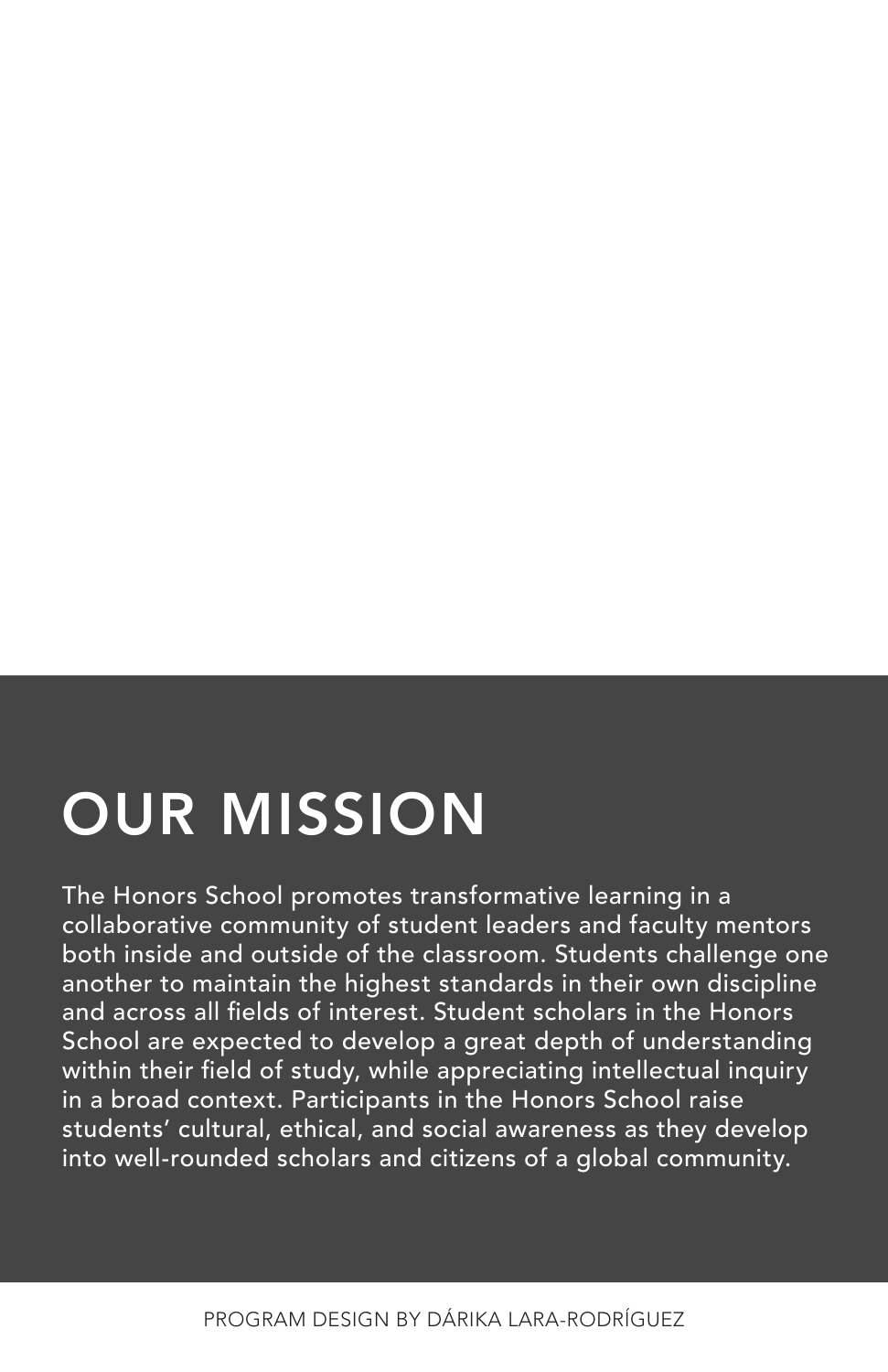# OUR MISSION

The Honors School promotes transformative learning in a collaborative community of student leaders and faculty mentors both inside and outside of the classroom. Students challenge one another to maintain the highest standards in their own discipline and across all fields of interest. Student scholars in the Honors School are expected to develop a great depth of understanding within their field of study, while appreciating intellectual inquiry in a broad context. Participants in the Honors School raise students' cultural, ethical, and social awareness as they develop into well-rounded scholars and citizens of a global community.

PROGRAM DESIGN BY DÁRIKA LARA-RODRÍGUEZ